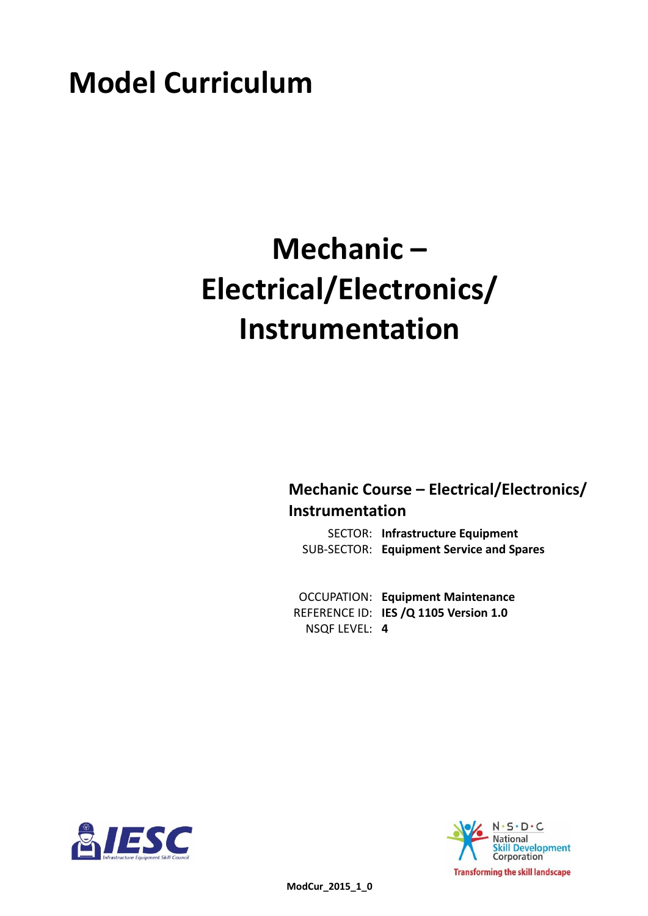# Model Curriculum

# Mechanic – Electrical/Electronics/ Instrumentation

## Mechanic Course – Electrical/Electronics/ Instrumentation

SECTOR: **Infrastructure Equipment**
SUB-SECTOR: **Equipment Service and Spares**

OCCUPATION: **Equipment Maintenance**
REFERENCE ID: **IES /Q 1105 Version 1.0**
NSQF LEVEL: **4**

IESC Infrastructure Equipment Skill Council

N·S·D·C National Skill Development Corporation
Transforming the skill landscape

**ModCur_2015_1_0**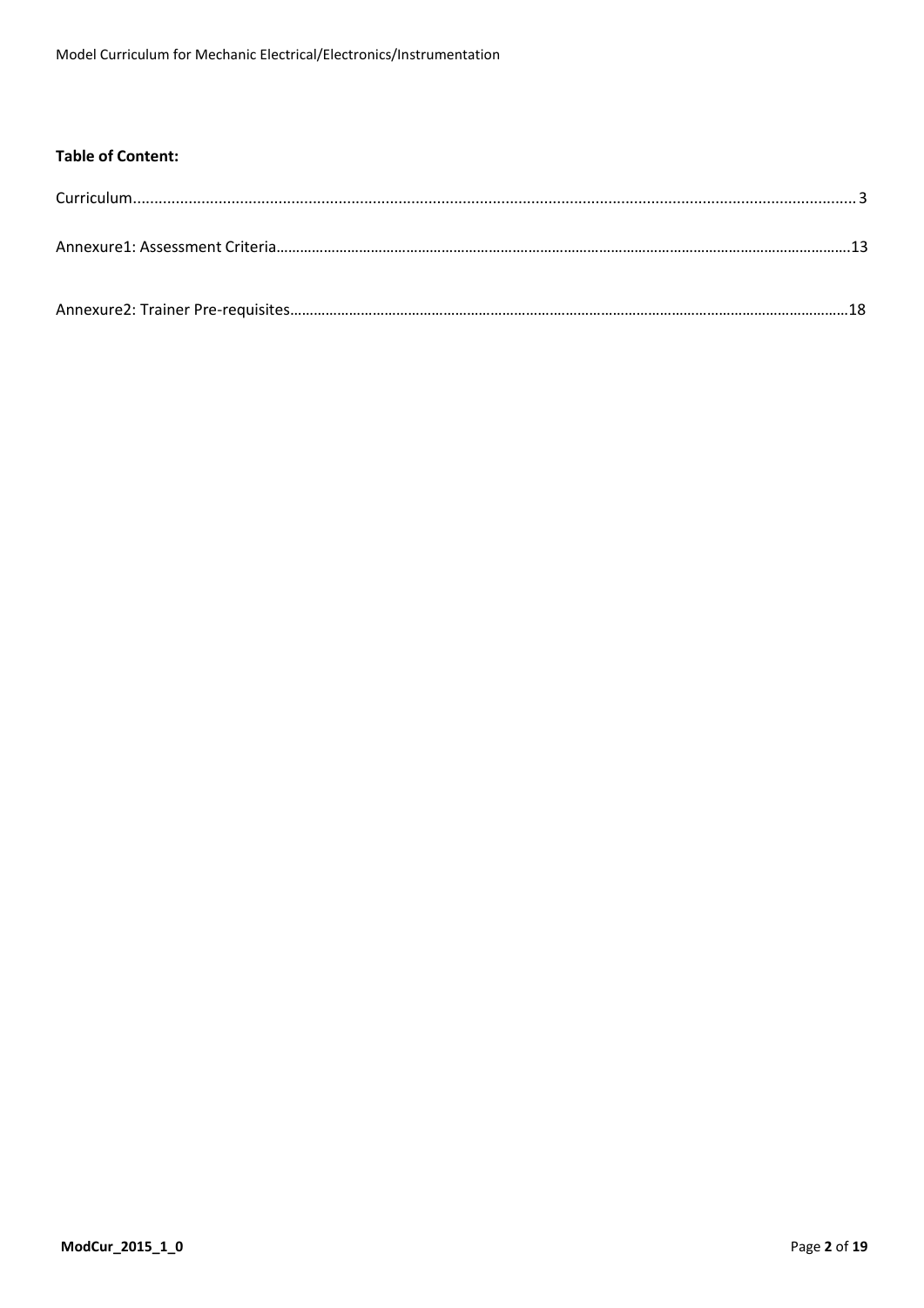**Table of Content:**

Curriculum.......................................................................................................................................................... 3

Annexure1: Assessment Criteria……………………………………………………………………………………………………………………….13

Annexure2: Trainer Pre-requisites…………………………………………………………………………………………………………………18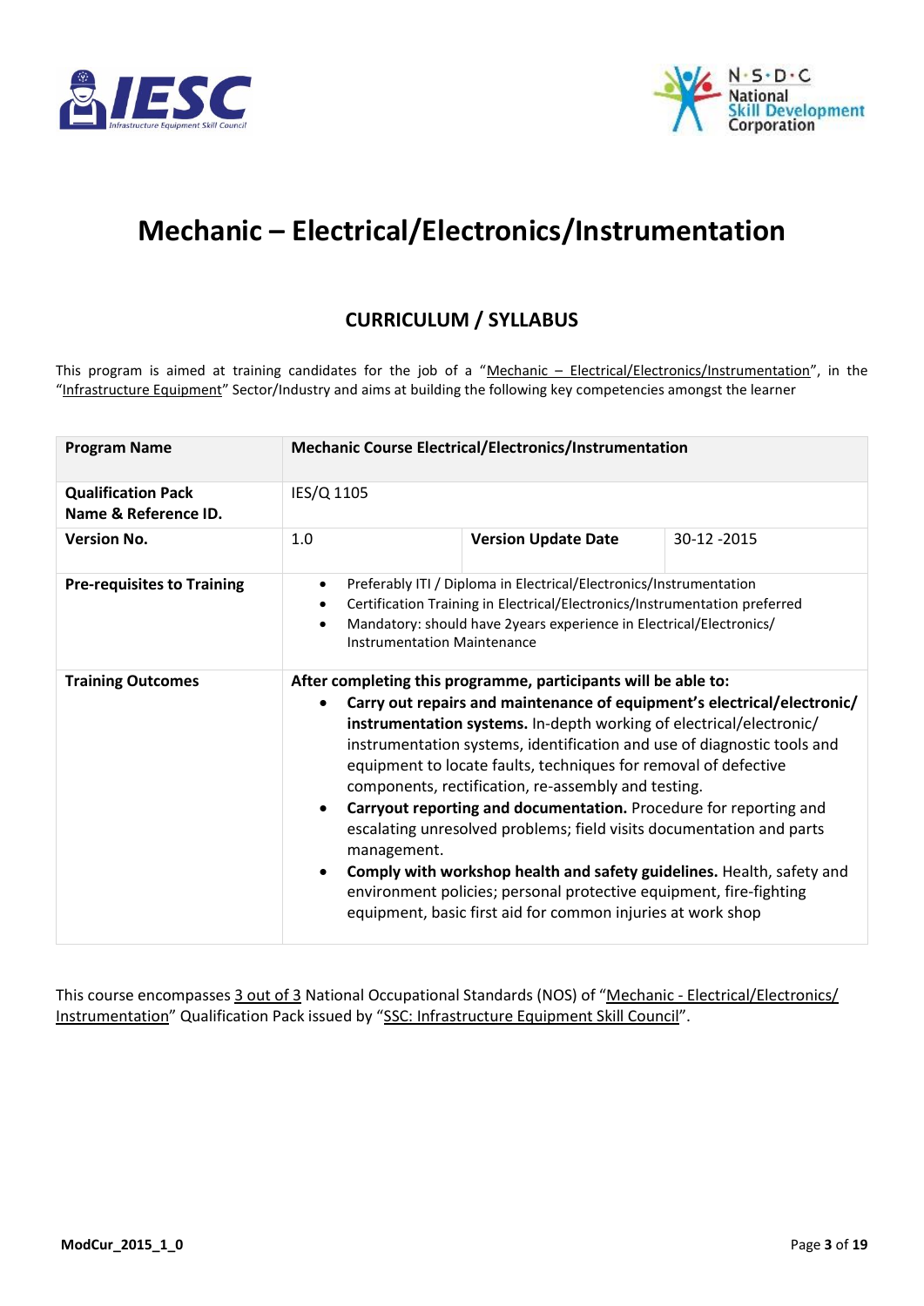# Mechanic – Electrical/Electronics/Instrumentation

## CURRICULUM / SYLLABUS

This program is aimed at training candidates for the job of a "Mechanic – Electrical/Electronics/Instrumentation", in the "Infrastructure Equipment" Sector/Industry and aims at building the following key competencies amongst the learner

| **Program Name** | **Mechanic Course Electrical/Electronics/Instrumentation** | | |
|---|---|---|---|
| **Qualification Pack Name & Reference ID.** | IES/Q 1105 | | |
| **Version No.** | 1.0 | **Version Update Date** | 30-12 -2015 |
| **Pre-requisites to Training** | • Preferably ITI / Diploma in Electrical/Electronics/Instrumentation<br>• Certification Training in Electrical/Electronics/Instrumentation preferred<br>• Mandatory: should have 2years experience in Electrical/Electronics/ Instrumentation Maintenance | | |
| **Training Outcomes** | **After completing this programme, participants will be able to:**<br>• **Carry out repairs and maintenance of equipment's electrical/electronic/ instrumentation systems.** In-depth working of electrical/electronic/ instrumentation systems, identification and use of diagnostic tools and equipment to locate faults, techniques for removal of defective components, rectification, re-assembly and testing.<br>• **Carryout reporting and documentation.** Procedure for reporting and escalating unresolved problems; field visits documentation and parts management.<br>• **Comply with workshop health and safety guidelines.** Health, safety and environment policies; personal protective equipment, fire-fighting equipment, basic first aid for common injuries at work shop | | |

This course encompasses 3 out of 3 National Occupational Standards (NOS) of "Mechanic - Electrical/Electronics/ Instrumentation" Qualification Pack issued by "SSC: Infrastructure Equipment Skill Council".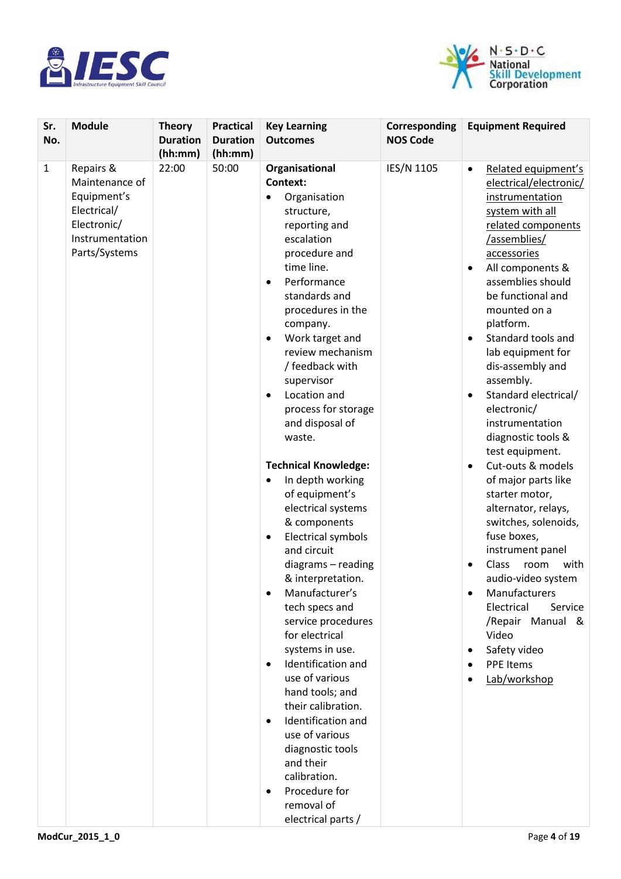| Sr. No. | Module | Theory Duration (hh:mm) | Practical Duration (hh:mm) | Key Learning Outcomes | Corresponding NOS Code | Equipment Required |
|---|---|---|---|---|---|---|
| 1 | Repairs & Maintenance of Equipment's Electrical/ Electronic/ Instrumentation Parts/Systems | 22:00 | 50:00 | **Organisational Context:**<br>• Organisation structure, reporting and escalation procedure and time line.<br>• Performance standards and procedures in the company.<br>• Work target and review mechanism / feedback with supervisor<br>• Location and process for storage and disposal of waste.<br><br>**Technical Knowledge:**<br>• In depth working of equipment's electrical systems & components<br>• Electrical symbols and circuit diagrams – reading & interpretation.<br>• Manufacturer's tech specs and service procedures for electrical systems in use.<br>• Identification and use of various hand tools; and their calibration.<br>• Identification and use of various diagnostic tools and their calibration.<br>• Procedure for removal of electrical parts / | IES/N 1105 | • Related equipment's electrical/electronic/ instrumentation system with all related components /assemblies/ accessories<br>• All components & assemblies should be functional and mounted on a platform.<br>• Standard tools and lab equipment for dis-assembly and assembly.<br>• Standard electrical/ electronic/ instrumentation diagnostic tools & test equipment.<br>• Cut-outs & models of major parts like starter motor, alternator, relays, switches, solenoids, fuse boxes, instrument panel<br>• Class room with audio-video system<br>• Manufacturers Electrical Service /Repair Manual & Video<br>• Safety video<br>• PPE Items<br>• Lab/workshop |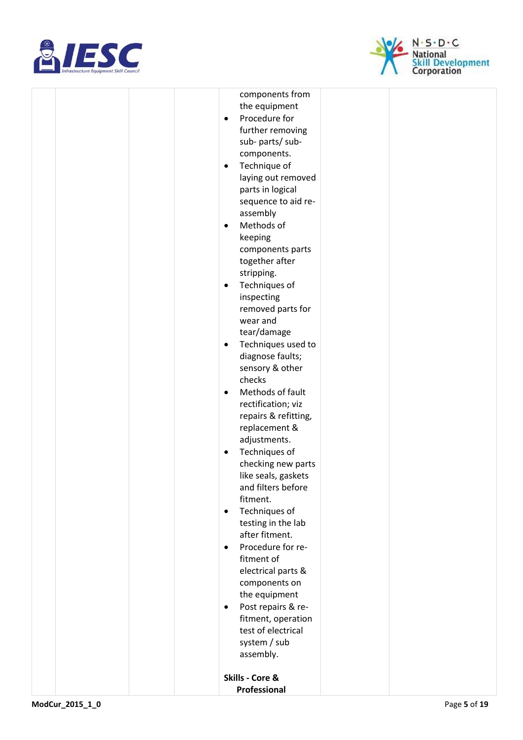| | | | | | |
|---|---|---|---|---|---|
| | | | components from the equipment<br>• Procedure for further removing sub- parts/ sub-components.<br>• Technique of laying out removed parts in logical sequence to aid re-assembly<br>• Methods of keeping components parts together after stripping.<br>• Techniques of inspecting removed parts for wear and tear/damage<br>• Techniques used to diagnose faults; sensory & other checks<br>• Methods of fault rectification; viz repairs & refitting, replacement & adjustments.<br>• Techniques of checking new parts like seals, gaskets and filters before fitment.<br>• Techniques of testing in the lab after fitment.<br>• Procedure for re-fitment of electrical parts & components on the equipment<br>• Post repairs & re-fitment, operation test of electrical system / sub assembly.<br><br>**Skills - Core & Professional** | | |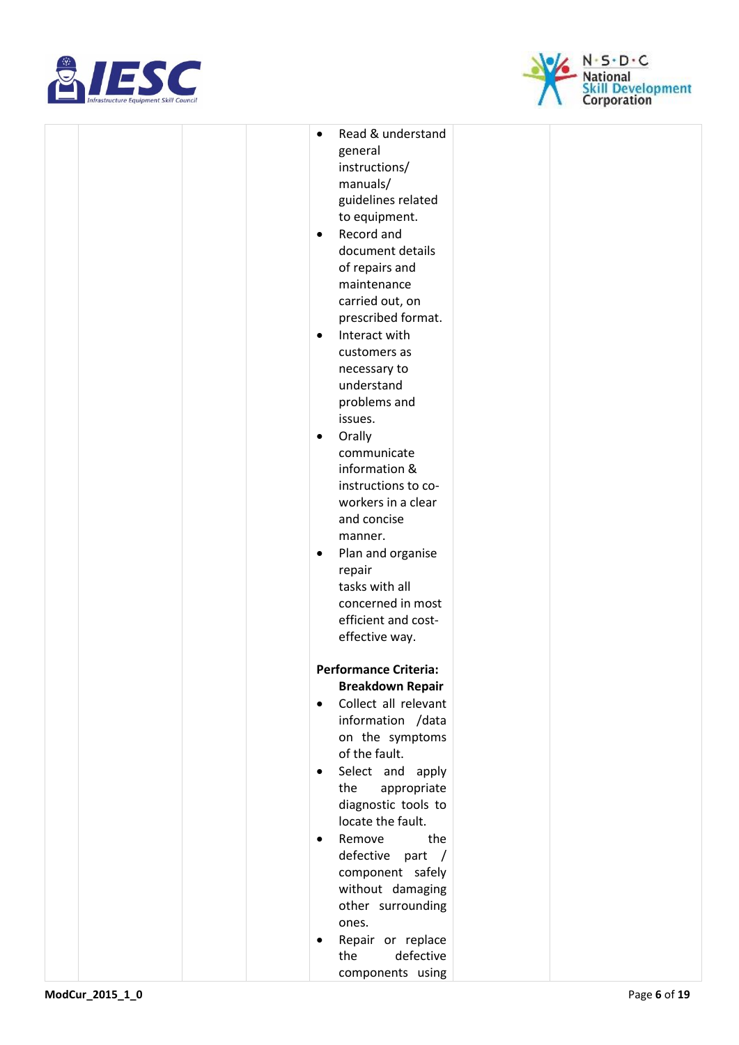| | | | | | | |
|---|---|---|---|---|---|---|
| | | | | • Read & understand general instructions/ manuals/ guidelines related to equipment.<br>• Record and document details of repairs and maintenance carried out, on prescribed format.<br>• Interact with customers as necessary to understand problems and issues.<br>• Orally communicate information & instructions to co-workers in a clear and concise manner.<br>• Plan and organise repair tasks with all concerned in most efficient and cost-effective way.<br><br>**Performance Criteria:**<br>**Breakdown Repair**<br>• Collect all relevant information /data on the symptoms of the fault.<br>• Select and apply the appropriate diagnostic tools to locate the fault.<br>• Remove the defective part / component safely without damaging other surrounding ones.<br>• Repair or replace the defective components using | | |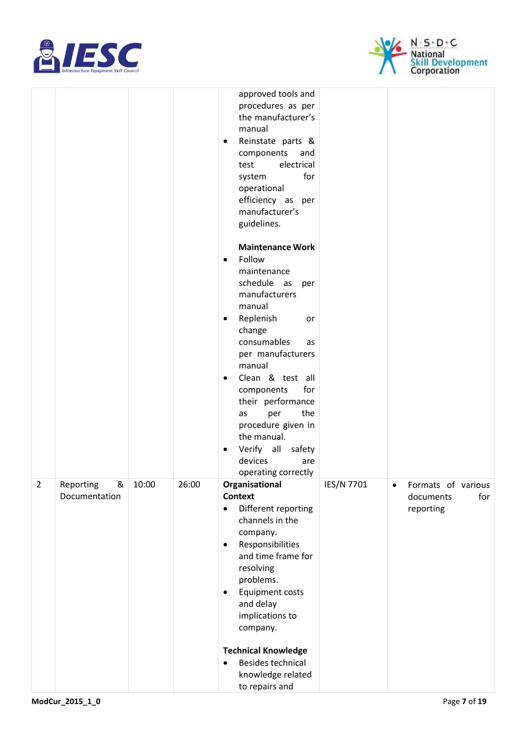| | | | | | | |
|---|---|---|---|---|---|---|
| | | | | approved tools and procedures as per the manufacturer's manual<br>• Reinstate parts & components and test electrical system for operational efficiency as per manufacturer's guidelines.<br><br>**Maintenance Work**<br>• Follow maintenance schedule as per manufacturers manual<br>• Replenish or change consumables as per manufacturers manual<br>• Clean & test all components for their performance as per the procedure given in the manual.<br>• Verify all safety devices are operating correctly | | |
| 2 | Reporting & Documentation | 10:00 | 26:00 | **Organisational Context**<br>• Different reporting channels in the company.<br>• Responsibilities and time frame for resolving problems.<br>• Equipment costs and delay implications to company.<br><br>**Technical Knowledge**<br>• Besides technical knowledge related to repairs and | IES/N 7701 | • Formats of various documents for reporting |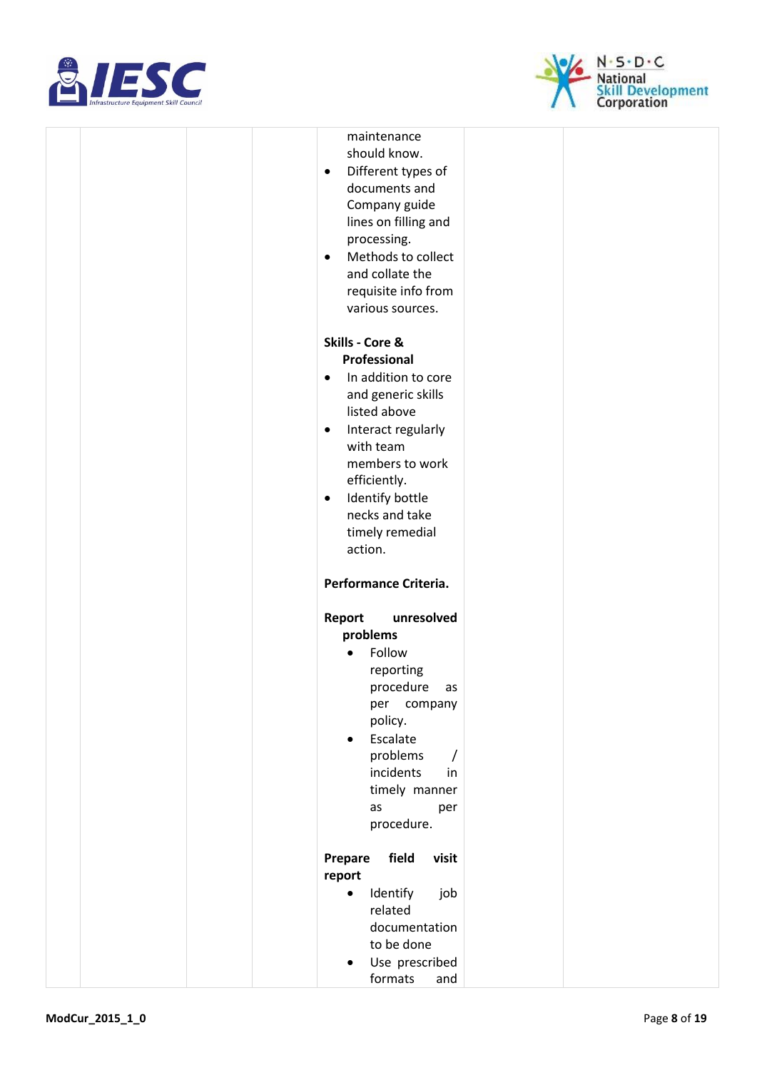|  |  |  |  | maintenance should know.<br>• Different types of documents and Company guide lines on filling and processing.<br>• Methods to collect and collate the requisite info from various sources.<br><br>**Skills - Core & Professional**<br>• In addition to core and generic skills listed above<br>• Interact regularly with team members to work efficiently.<br>• Identify bottle necks and take timely remedial action.<br><br>**Performance Criteria.**<br><br>**Report unresolved problems**<br>• Follow reporting procedure as per company policy.<br>• Escalate problems / incidents in timely manner as per procedure.<br><br>**Prepare field visit report**<br>• Identify job related documentation to be done<br>• Use prescribed formats and |  |  |
|---|---|---|---|---|---|---|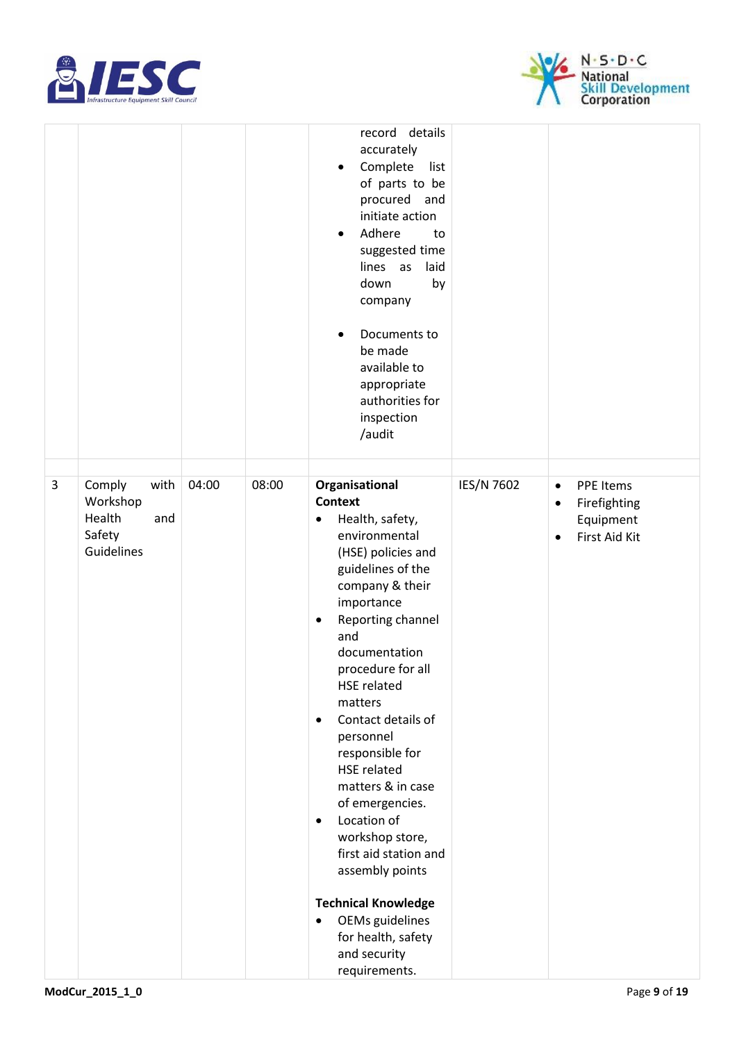| | | | | | | |
|---|---|---|---|---|---|---|
| | | | | record details accurately<br>• Complete list of parts to be procured and initiate action<br>• Adhere to suggested time lines as laid down by company<br>• Documents to be made available to appropriate authorities for inspection /audit | | |
| | | | | | | |
| 3 | Comply with Workshop Health and Safety Guidelines | 04:00 | 08:00 | **Organisational Context**<br>• Health, safety, environmental (HSE) policies and guidelines of the company & their importance<br>• Reporting channel and documentation procedure for all HSE related matters<br>• Contact details of personnel responsible for HSE related matters & in case of emergencies.<br>• Location of workshop store, first aid station and assembly points<br><br>**Technical Knowledge**<br>• OEMs guidelines for health, safety and security requirements. | IES/N 7602 | • PPE Items<br>• Firefighting Equipment<br>• First Aid Kit |

ModCur_2015_1_0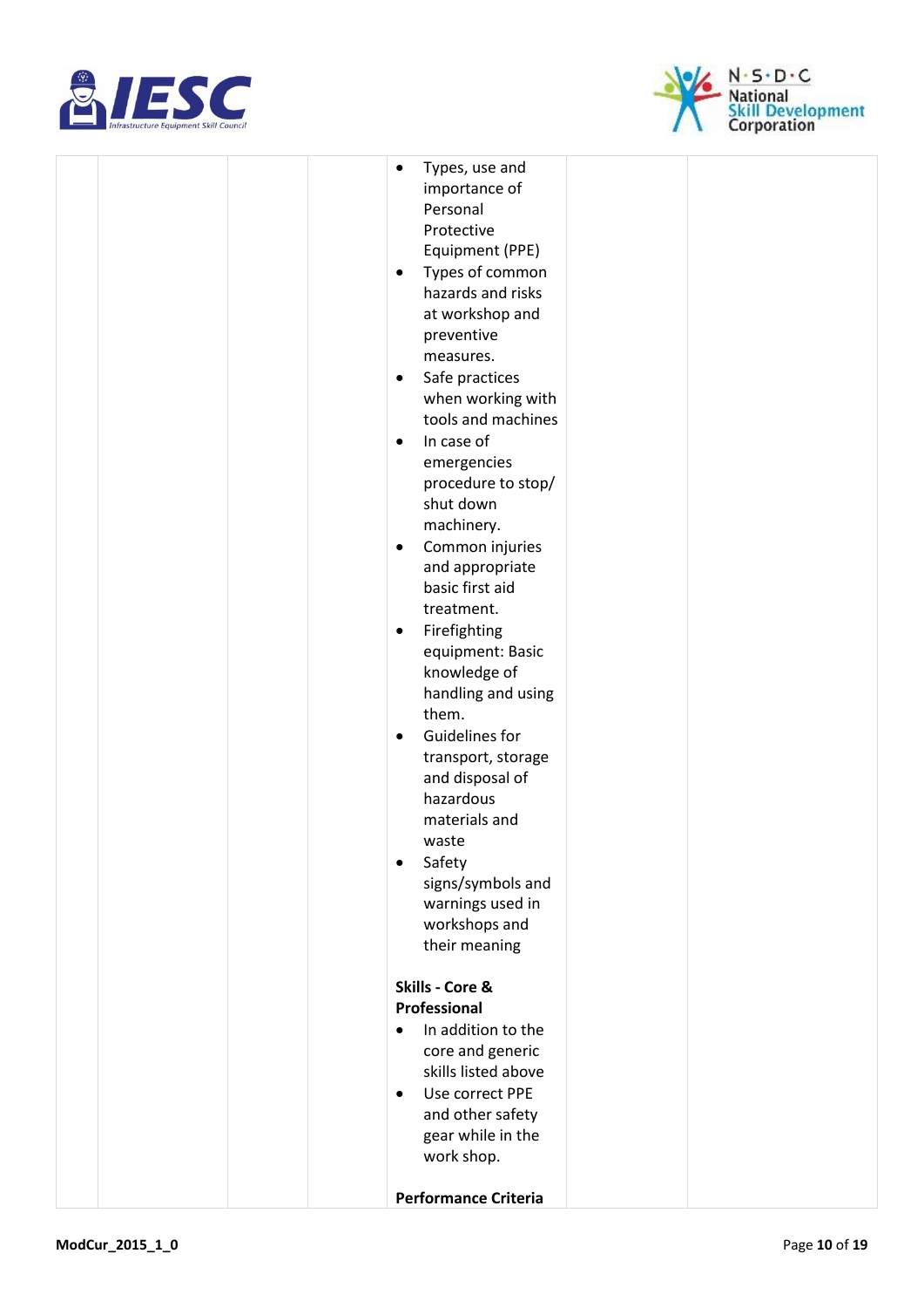| | | | | | |
|---|---|---|---|---|---|
| | | | • Types, use and importance of Personal Protective Equipment (PPE)<br>• Types of common hazards and risks at workshop and preventive measures.<br>• Safe practices when working with tools and machines<br>• In case of emergencies procedure to stop/ shut down machinery.<br>• Common injuries and appropriate basic first aid treatment.<br>• Firefighting equipment: Basic knowledge of handling and using them.<br>• Guidelines for transport, storage and disposal of hazardous materials and waste<br>• Safety signs/symbols and warnings used in workshops and their meaning<br><br>**Skills - Core & Professional**<br>• In addition to the core and generic skills listed above<br>• Use correct PPE and other safety gear while in the work shop.<br><br>**Performance Criteria** | | |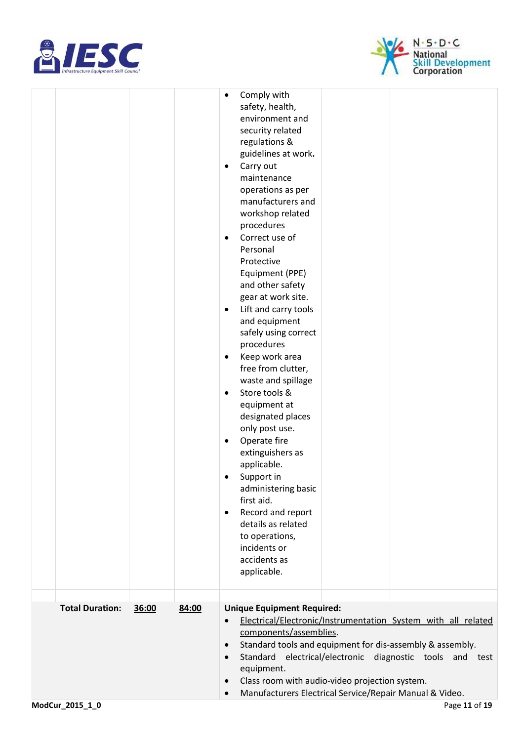| | | | | | | |
|---|---|---|---|---|---|---|
| | | | | • Comply with safety, health, environment and security related regulations & guidelines at work.<br>• Carry out maintenance operations as per manufacturers and workshop related procedures<br>• Correct use of Personal Protective Equipment (PPE) and other safety gear at work site.<br>• Lift and carry tools and equipment safely using correct procedures<br>• Keep work area free from clutter, waste and spillage<br>• Store tools & equipment at designated places only post use.<br>• Operate fire extinguishers as applicable.<br>• Support in administering basic first aid.<br>• Record and report details as related to operations, incidents or accidents as applicable. | | |
| | | | | | | |
| | **Total Duration:** | **36:00** | **84:00** | **Unique Equipment Required:**<br>• Electrical/Electronic/Instrumentation System with all related components/assemblies.<br>• Standard tools and equipment for dis-assembly & assembly.<br>• Standard electrical/electronic diagnostic tools and test equipment.<br>• Class room with audio-video projection system.<br>• Manufacturers Electrical Service/Repair Manual & Video. | | |

**ModCur_2015_1_0**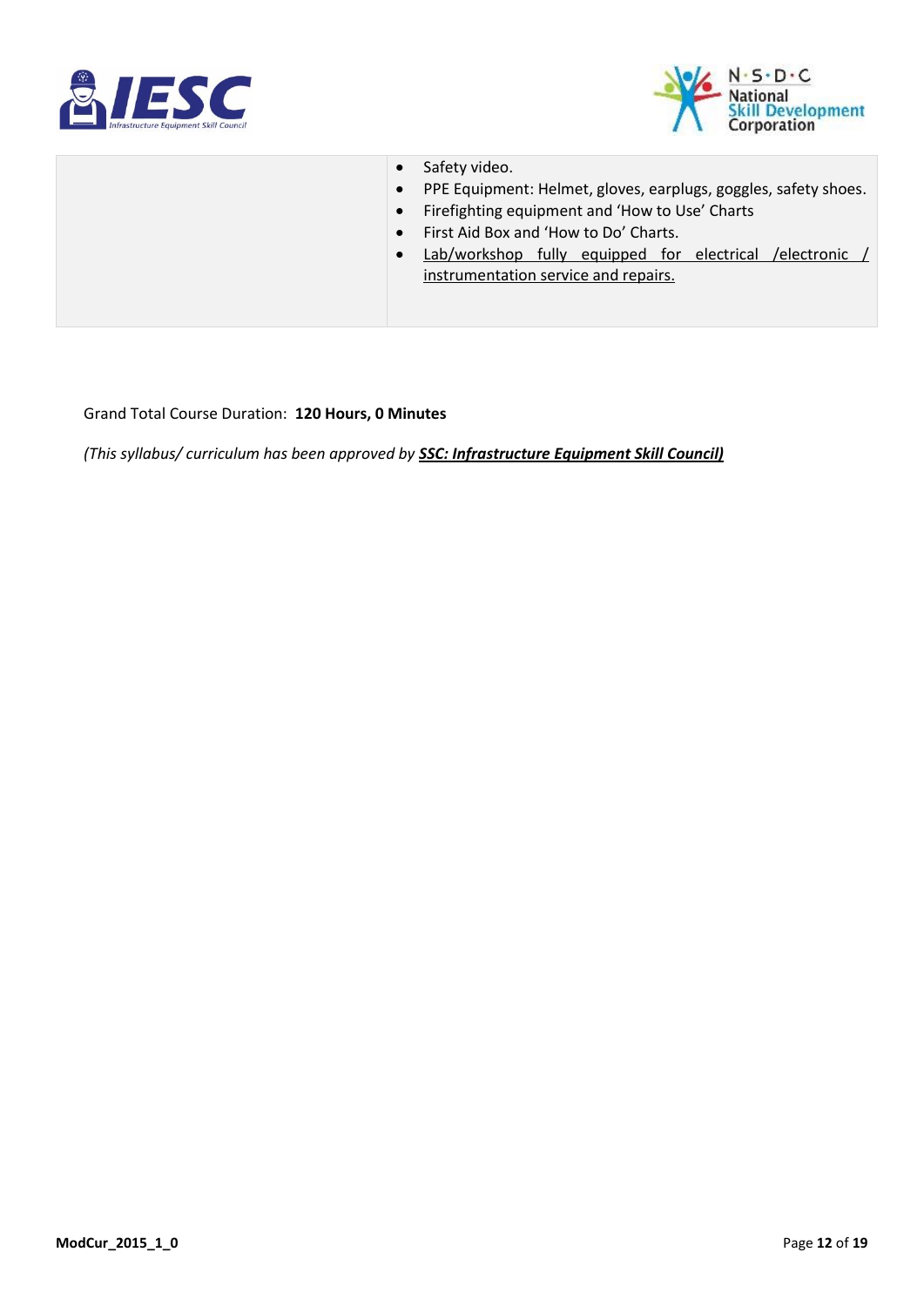| | |
|---|---|
| | • Safety video.<br>• PPE Equipment: Helmet, gloves, earplugs, goggles, safety shoes.<br>• Firefighting equipment and 'How to Use' Charts<br>• First Aid Box and 'How to Do' Charts.<br>• <u>Lab/workshop fully equipped for electrical /electronic / instrumentation service and repairs.</u> |

Grand Total Course Duration: **120 Hours, 0 Minutes**

*(This syllabus/ curriculum has been approved by* ***<u>SSC: Infrastructure Equipment Skill Council)</u>***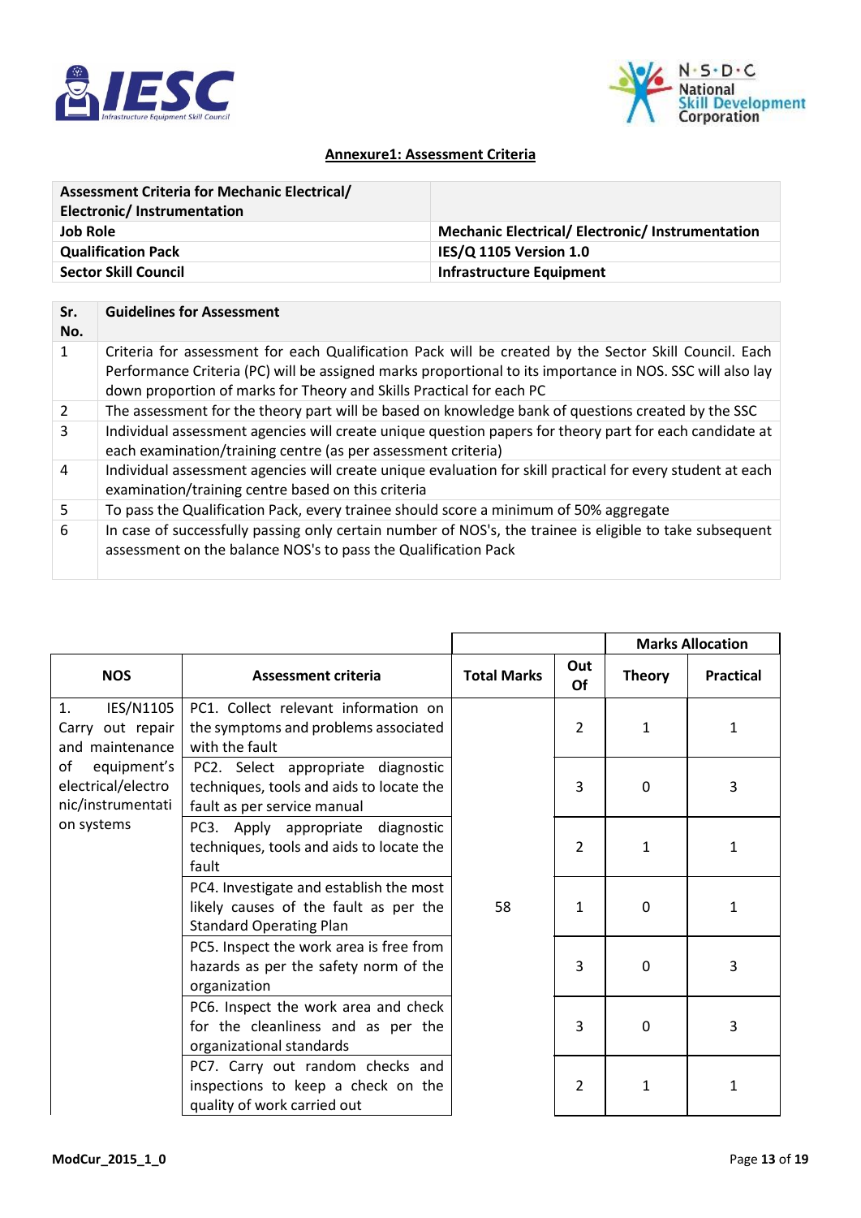## Annexure1: Assessment Criteria

| Assessment Criteria for Mechanic Electrical/ Electronic/ Instrumentation | |
|---|---|
| **Job Role** | **Mechanic Electrical/ Electronic/ Instrumentation** |
| **Qualification Pack** | **IES/Q 1105 Version 1.0** |
| **Sector Skill Council** | **Infrastructure Equipment** |

| Sr. No. | Guidelines for Assessment |
|---|---|
| 1 | Criteria for assessment for each Qualification Pack will be created by the Sector Skill Council. Each Performance Criteria (PC) will be assigned marks proportional to its importance in NOS. SSC will also lay down proportion of marks for Theory and Skills Practical for each PC |
| 2 | The assessment for the theory part will be based on knowledge bank of questions created by the SSC |
| 3 | Individual assessment agencies will create unique question papers for theory part for each candidate at each examination/training centre (as per assessment criteria) |
| 4 | Individual assessment agencies will create unique evaluation for skill practical for every student at each examination/training centre based on this criteria |
| 5 | To pass the Qualification Pack, every trainee should score a minimum of 50% aggregate |
| 6 | In case of successfully passing only certain number of NOS's, the trainee is eligible to take subsequent assessment on the balance NOS's to pass the Qualification Pack |

| | | | | Marks Allocation | |
|---|---|---|---|---|---|
| **NOS** | **Assessment criteria** | **Total Marks** | **Out Of** | **Theory** | **Practical** |
| 1. IES/N1105 Carry out repair and maintenance of equipment's electrical/electronic/instrumentation systems | PC1. Collect relevant information on the symptoms and problems associated with the fault | 58 | 2 | 1 | 1 |
| | PC2. Select appropriate diagnostic techniques, tools and aids to locate the fault as per service manual | | 3 | 0 | 3 |
| | PC3. Apply appropriate diagnostic techniques, tools and aids to locate the fault | | 2 | 1 | 1 |
| | PC4. Investigate and establish the most likely causes of the fault as per the Standard Operating Plan | | 1 | 0 | 1 |
| | PC5. Inspect the work area is free from hazards as per the safety norm of the organization | | 3 | 0 | 3 |
| | PC6. Inspect the work area and check for the cleanliness and as per the organizational standards | | 3 | 0 | 3 |
| | PC7. Carry out random checks and inspections to keep a check on the quality of work carried out | | 2 | 1 | 1 |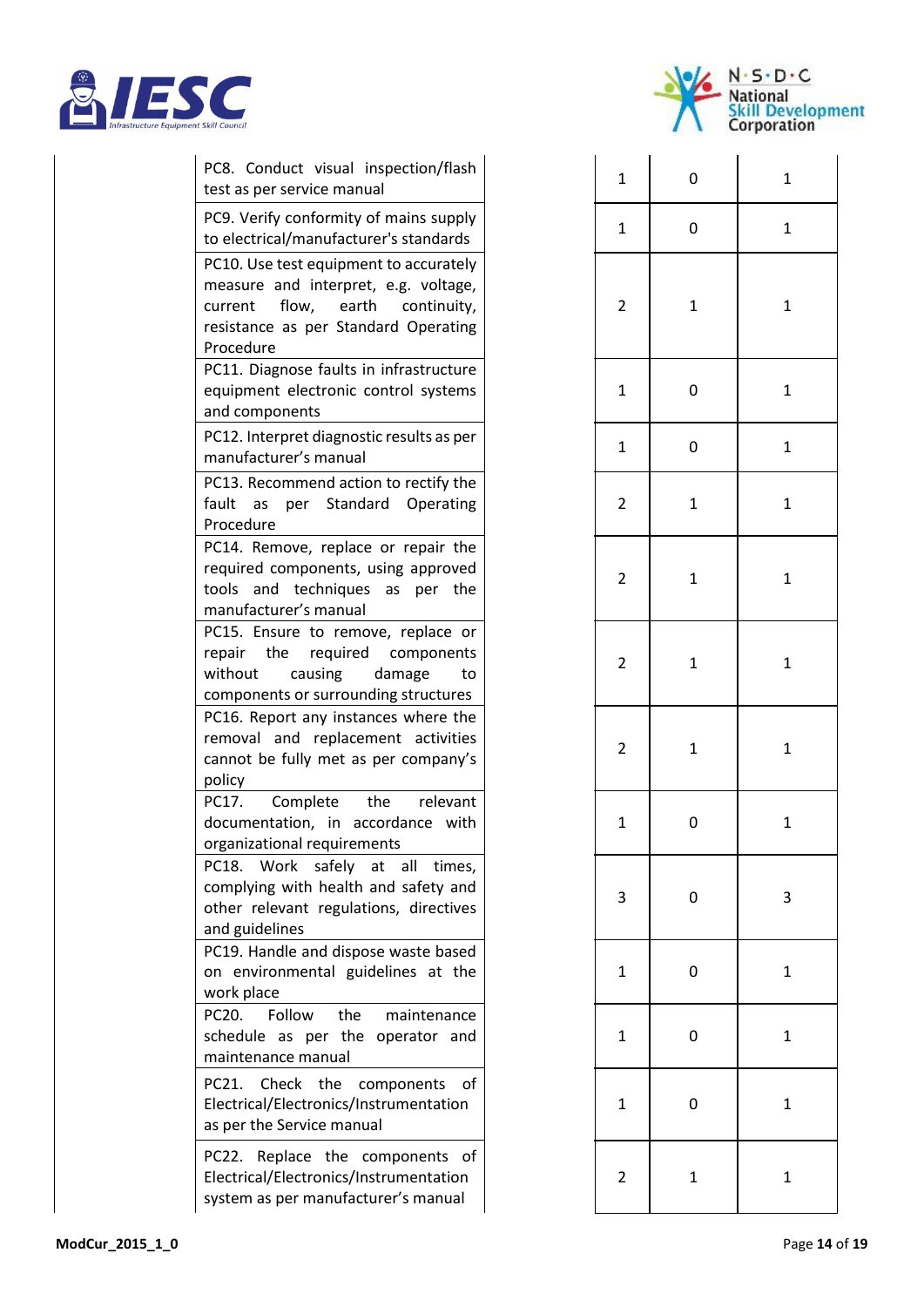| | PC | | | |
|---|---|---|---|---|
| | PC8. Conduct visual inspection/flash test as per service manual | 1 | 0 | 1 |
| | PC9. Verify conformity of mains supply to electrical/manufacturer's standards | 1 | 0 | 1 |
| | PC10. Use test equipment to accurately measure and interpret, e.g. voltage, current flow, earth continuity, resistance as per Standard Operating Procedure | 2 | 1 | 1 |
| | PC11. Diagnose faults in infrastructure equipment electronic control systems and components | 1 | 0 | 1 |
| | PC12. Interpret diagnostic results as per manufacturer's manual | 1 | 0 | 1 |
| | PC13. Recommend action to rectify the fault as per Standard Operating Procedure | 2 | 1 | 1 |
| | PC14. Remove, replace or repair the required components, using approved tools and techniques as per the manufacturer's manual | 2 | 1 | 1 |
| | PC15. Ensure to remove, replace or repair the required components without causing damage to components or surrounding structures | 2 | 1 | 1 |
| | PC16. Report any instances where the removal and replacement activities cannot be fully met as per company's policy | 2 | 1 | 1 |
| | PC17. Complete the relevant documentation, in accordance with organizational requirements | 1 | 0 | 1 |
| | PC18. Work safely at all times, complying with health and safety and other relevant regulations, directives and guidelines | 3 | 0 | 3 |
| | PC19. Handle and dispose waste based on environmental guidelines at the work place | 1 | 0 | 1 |
| | PC20. Follow the maintenance schedule as per the operator and maintenance manual | 1 | 0 | 1 |
| | PC21. Check the components of Electrical/Electronics/Instrumentation as per the Service manual | 1 | 0 | 1 |
| | PC22. Replace the components of Electrical/Electronics/Instrumentation system as per manufacturer's manual | 2 | 1 | 1 |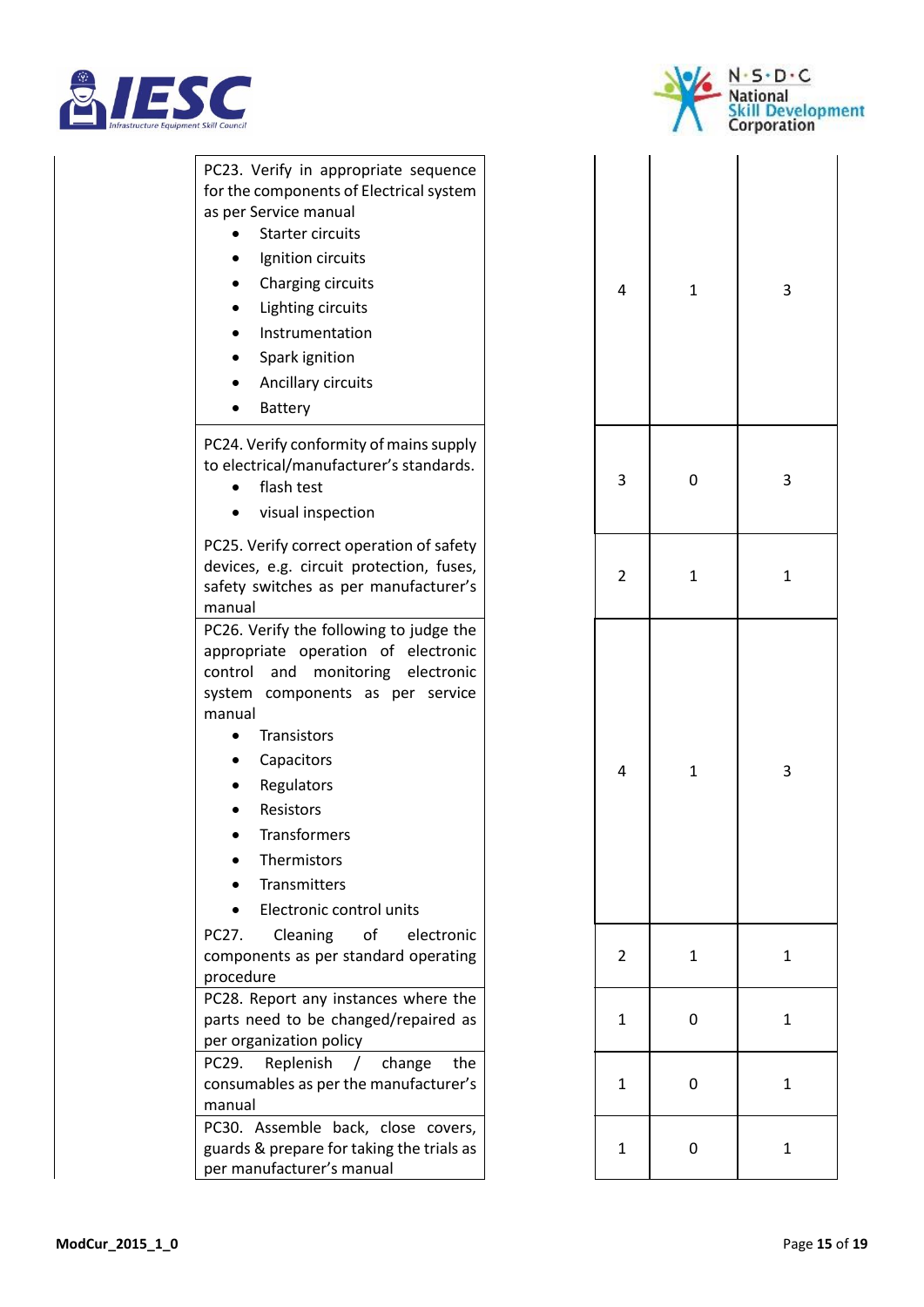| | Performance Criteria | | Total Marks | Out Of | Marks Allocation |
|---|---|---|---|---|---|
| | PC23. Verify in appropriate sequence for the components of Electrical system as per Service manual<br>• Starter circuits<br>• Ignition circuits<br>• Charging circuits<br>• Lighting circuits<br>• Instrumentation<br>• Spark ignition<br>• Ancillary circuits<br>• Battery | | 4 | 1 | 3 |
| | PC24. Verify conformity of mains supply to electrical/manufacturer's standards.<br>• flash test<br>• visual inspection | | 3 | 0 | 3 |
| | PC25. Verify correct operation of safety devices, e.g. circuit protection, fuses, safety switches as per manufacturer's manual | | 2 | 1 | 1 |
| | PC26. Verify the following to judge the appropriate operation of electronic control and monitoring electronic system components as per service manual<br>• Transistors<br>• Capacitors<br>• Regulators<br>• Resistors<br>• Transformers<br>• Thermistors<br>• Transmitters<br>• Electronic control units | | 4 | 1 | 3 |
| | PC27. Cleaning of electronic components as per standard operating procedure | | 2 | 1 | 1 |
| | PC28. Report any instances where the parts need to be changed/repaired as per organization policy | | 1 | 0 | 1 |
| | PC29. Replenish / change the consumables as per the manufacturer's manual | | 1 | 0 | 1 |
| | PC30. Assemble back, close covers, guards & prepare for taking the trials as per manufacturer's manual | | 1 | 0 | 1 |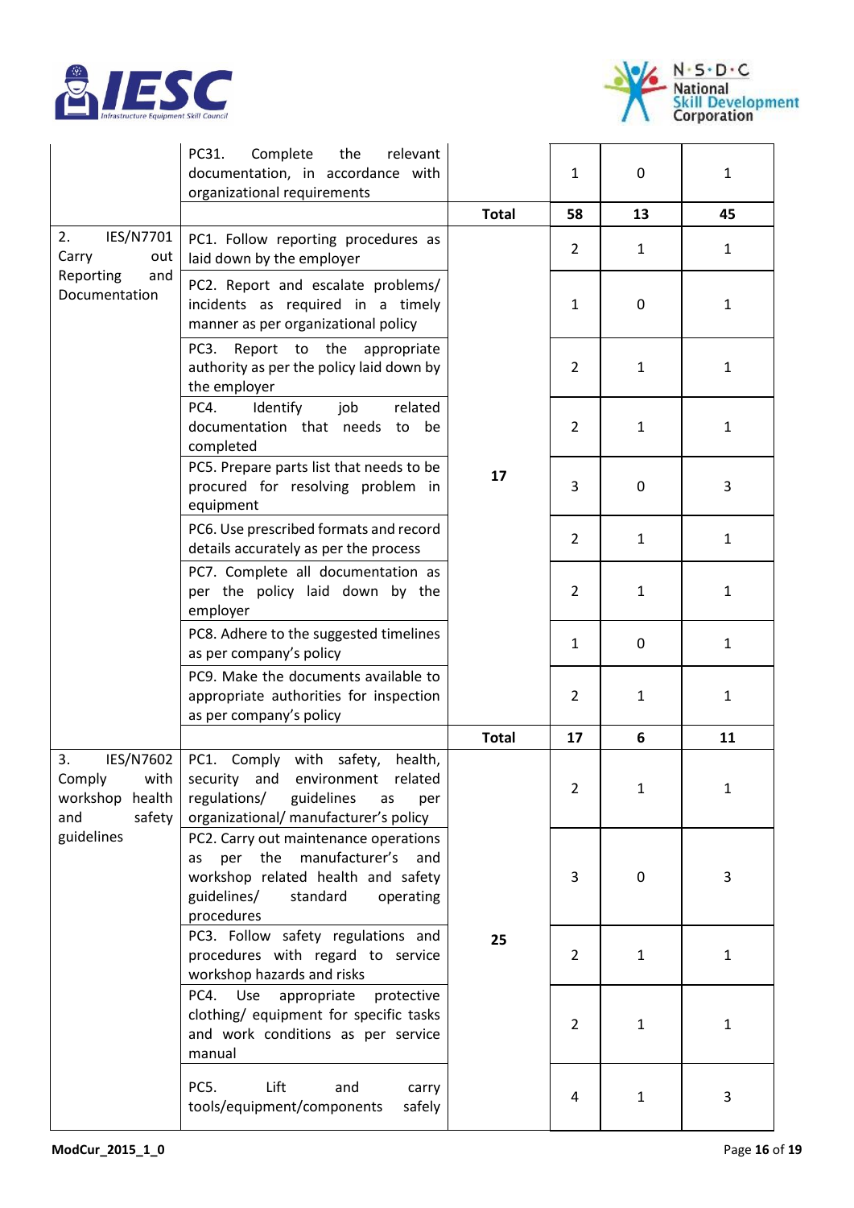| | | | | | |
|---|---|---|---|---|---|
| | PC31. Complete the relevant documentation, in accordance with organizational requirements | | 1 | 0 | 1 |
| | | **Total** | **58** | **13** | **45** |
| 2. IES/N7701 Carry out Reporting and Documentation | PC1. Follow reporting procedures as laid down by the employer | 17 | 2 | 1 | 1 |
| | PC2. Report and escalate problems/ incidents as required in a timely manner as per organizational policy | | 1 | 0 | 1 |
| | PC3. Report to the appropriate authority as per the policy laid down by the employer | | 2 | 1 | 1 |
| | PC4. Identify job related documentation that needs to be completed | | 2 | 1 | 1 |
| | PC5. Prepare parts list that needs to be procured for resolving problem in equipment | | 3 | 0 | 3 |
| | PC6. Use prescribed formats and record details accurately as per the process | | 2 | 1 | 1 |
| | PC7. Complete all documentation as per the policy laid down by the employer | | 2 | 1 | 1 |
| | PC8. Adhere to the suggested timelines as per company's policy | | 1 | 0 | 1 |
| | PC9. Make the documents available to appropriate authorities for inspection as per company's policy | | 2 | 1 | 1 |
| | | **Total** | **17** | **6** | **11** |
| 3. IES/N7602 Comply with workshop health and safety guidelines | PC1. Comply with safety, health, security and environment related regulations/ guidelines as per organizational/ manufacturer's policy | 25 | 2 | 1 | 1 |
| | PC2. Carry out maintenance operations as per the manufacturer's and workshop related health and safety guidelines/ standard operating procedures | | 3 | 0 | 3 |
| | PC3. Follow safety regulations and procedures with regard to service workshop hazards and risks | | 2 | 1 | 1 |
| | PC4. Use appropriate protective clothing/ equipment for specific tasks and work conditions as per service manual | | 2 | 1 | 1 |
| | PC5. Lift and carry tools/equipment/components safely | | 4 | 1 | 3 |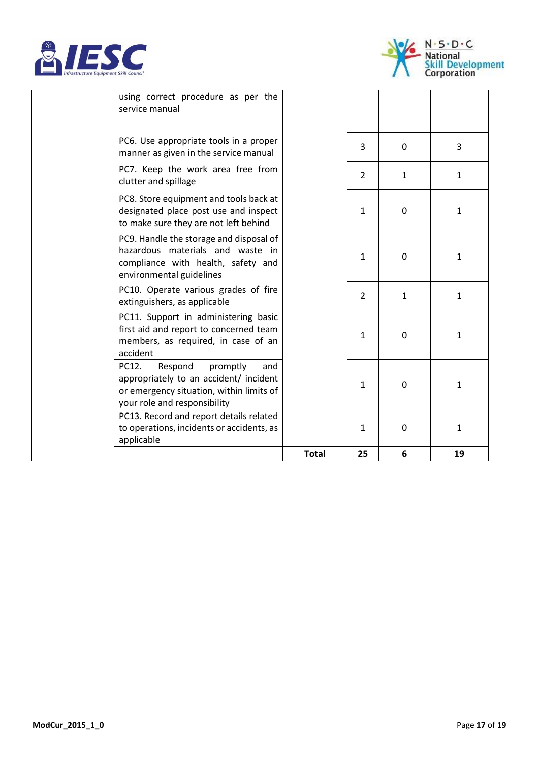| | | | | | |
|---|---|---|---|---|---|
| | using correct procedure as per the service manual | | | | |
| | PC6. Use appropriate tools in a proper manner as given in the service manual | | 3 | 0 | 3 |
| | PC7. Keep the work area free from clutter and spillage | | 2 | 1 | 1 |
| | PC8. Store equipment and tools back at designated place post use and inspect to make sure they are not left behind | | 1 | 0 | 1 |
| | PC9. Handle the storage and disposal of hazardous materials and waste in compliance with health, safety and environmental guidelines | | 1 | 0 | 1 |
| | PC10. Operate various grades of fire extinguishers, as applicable | | 2 | 1 | 1 |
| | PC11. Support in administering basic first aid and report to concerned team members, as required, in case of an accident | | 1 | 0 | 1 |
| | PC12. Respond promptly and appropriately to an accident/ incident or emergency situation, within limits of your role and responsibility | | 1 | 0 | 1 |
| | PC13. Record and report details related to operations, incidents or accidents, as applicable | | 1 | 0 | 1 |
| | | **Total** | **25** | **6** | **19** |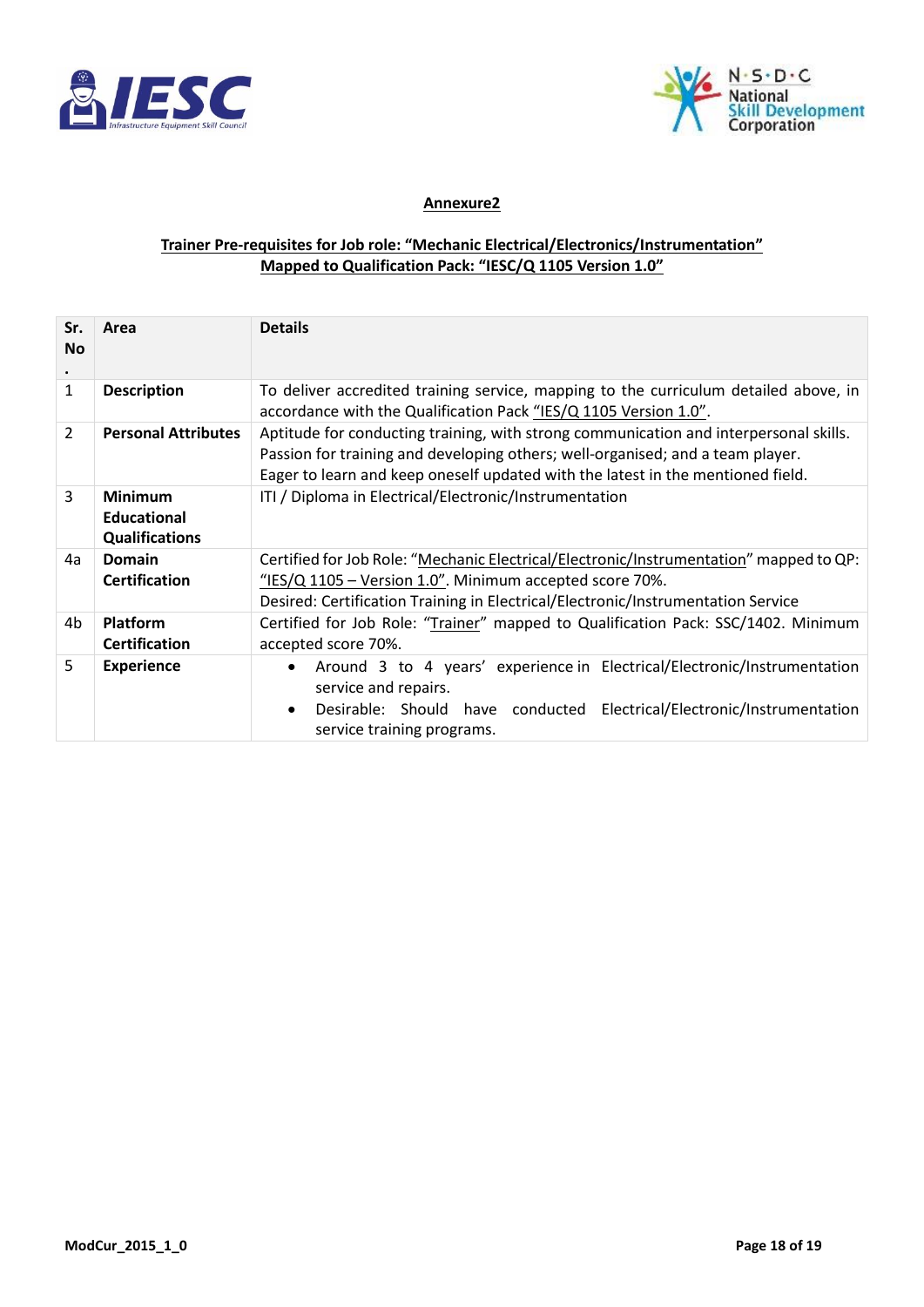**Annexure2**

**Trainer Pre-requisites for Job role: "Mechanic Electrical/Electronics/Instrumentation" Mapped to Qualification Pack: "IESC/Q 1105 Version 1.0"**

| Sr. No. | Area | Details |
|---|---|---|
| 1 | **Description** | To deliver accredited training service, mapping to the curriculum detailed above, in accordance with the Qualification Pack "IES/Q 1105 Version 1.0". |
| 2 | **Personal Attributes** | Aptitude for conducting training, with strong communication and interpersonal skills. Passion for training and developing others; well-organised; and a team player. Eager to learn and keep oneself updated with the latest in the mentioned field. |
| 3 | **Minimum Educational Qualifications** | ITI / Diploma in Electrical/Electronic/Instrumentation |
| 4a | **Domain Certification** | Certified for Job Role: "Mechanic Electrical/Electronic/Instrumentation" mapped to QP: "IES/Q 1105 – Version 1.0". Minimum accepted score 70%. Desired: Certification Training in Electrical/Electronic/Instrumentation Service |
| 4b | **Platform Certification** | Certified for Job Role: "Trainer" mapped to Qualification Pack: SSC/1402. Minimum accepted score 70%. |
| 5 | **Experience** | • Around 3 to 4 years' experience in Electrical/Electronic/Instrumentation service and repairs. • Desirable: Should have conducted Electrical/Electronic/Instrumentation service training programs. |

ModCur_2015_1_0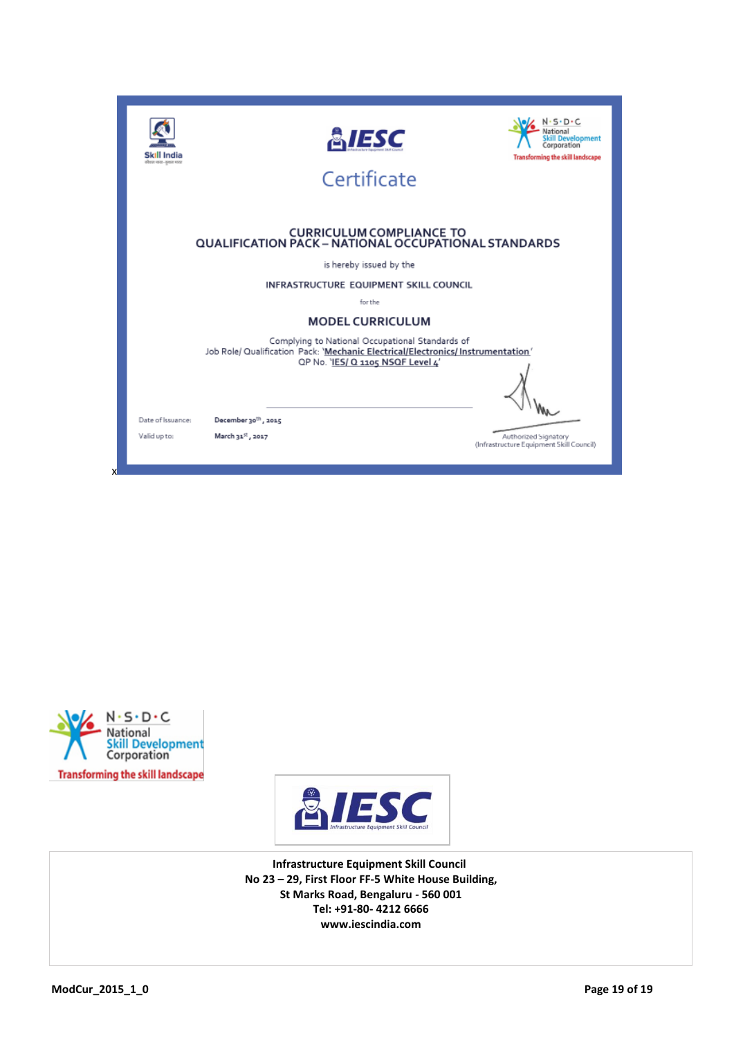Skill India

IESC

N·S·D·C National Skill Development Corporation
Transforming the skill landscape

# Certificate

## CURRICULUM COMPLIANCE TO QUALIFICATION PACK – NATIONAL OCCUPATIONAL STANDARDS

is hereby issued by the

INFRASTRUCTURE EQUIPMENT SKILL COUNCIL

for the

## MODEL CURRICULUM

Complying to National Occupational Standards of
Job Role/ Qualification Pack: 'Mechanic Electrical/Electronics/ Instrumentation'
QP No. 'IES/ Q 1105 NSQF Level 4'

Date of Issuance: December 30th, 2015

Valid up to: March 31st, 2017

Authorized Signatory
(Infrastructure Equipment Skill Council)

x

N·S·D·C National Skill Development Corporation
Transforming the skill landscape

IESC Infrastructure Equipment Skill Council

**Infrastructure Equipment Skill Council**
**No 23 – 29, First Floor FF-5 White House Building,**
**St Marks Road, Bengaluru - 560 001**
**Tel: +91-80- 4212 6666**
**www.iescindia.com**

**ModCur_2015_1_0**